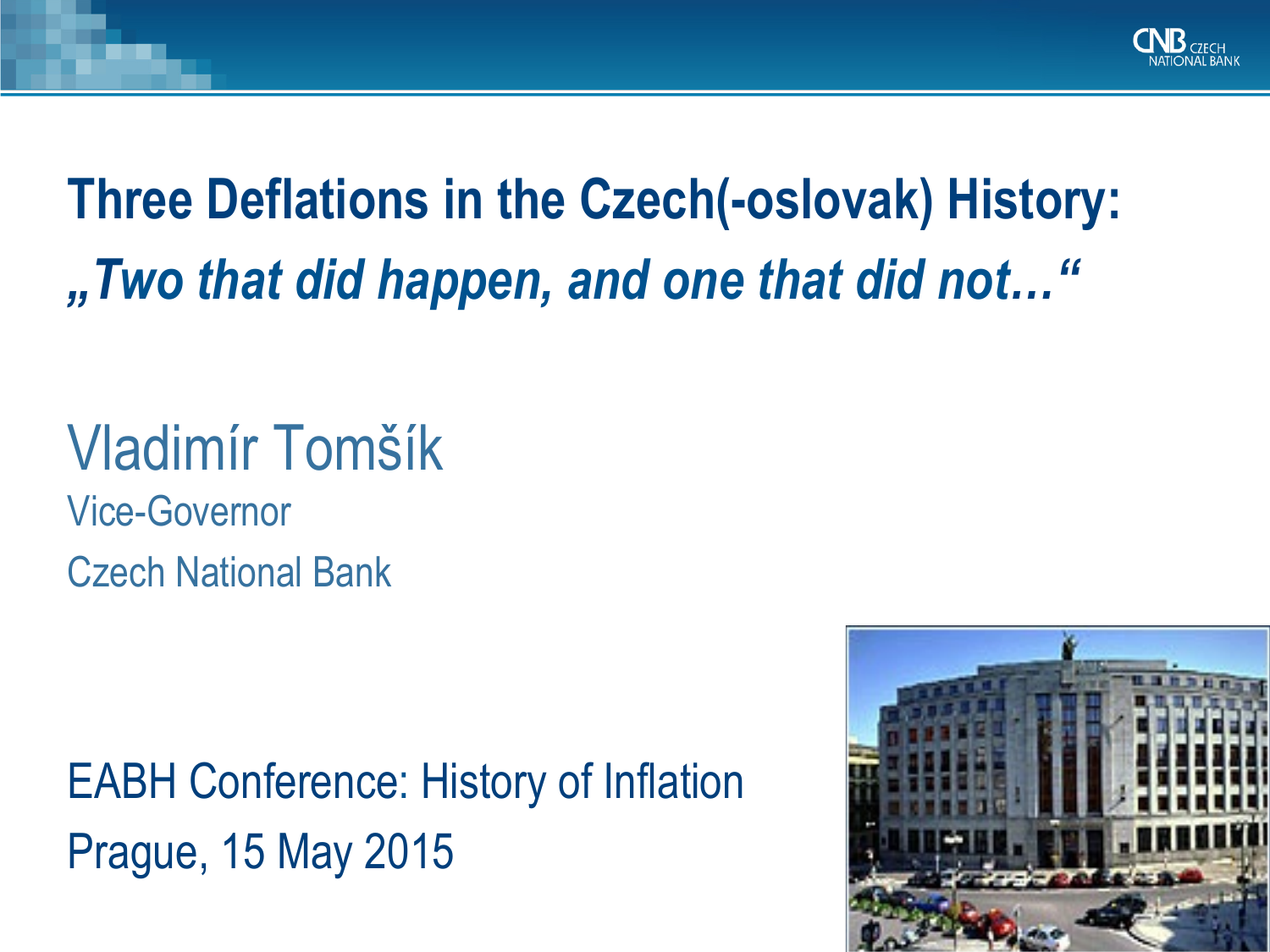# Three Deflations in the Czech(-oslovak) History:

## *„Two that did happen, and one that did not…“*

Vladimír Tomšík

Vice-Governor

Czech National Bank

EABH Conference: History of Inflation

Prague, 15 May 2015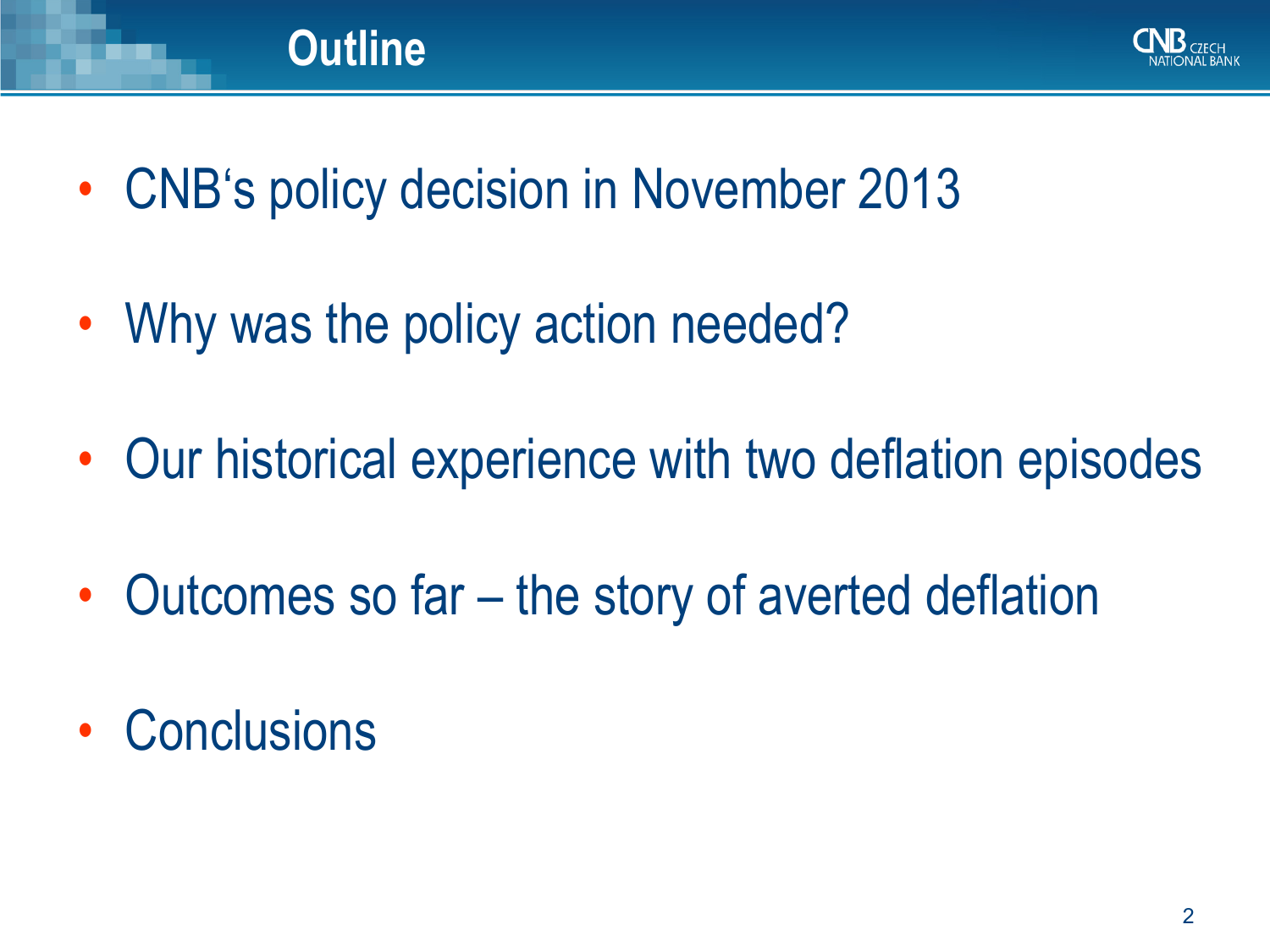# Outline

- CNB‘s policy decision in November 2013
- Why was the policy action needed?
- Our historical experience with two deflation episodes
- Outcomes so far – the story of averted deflation
- Conclusions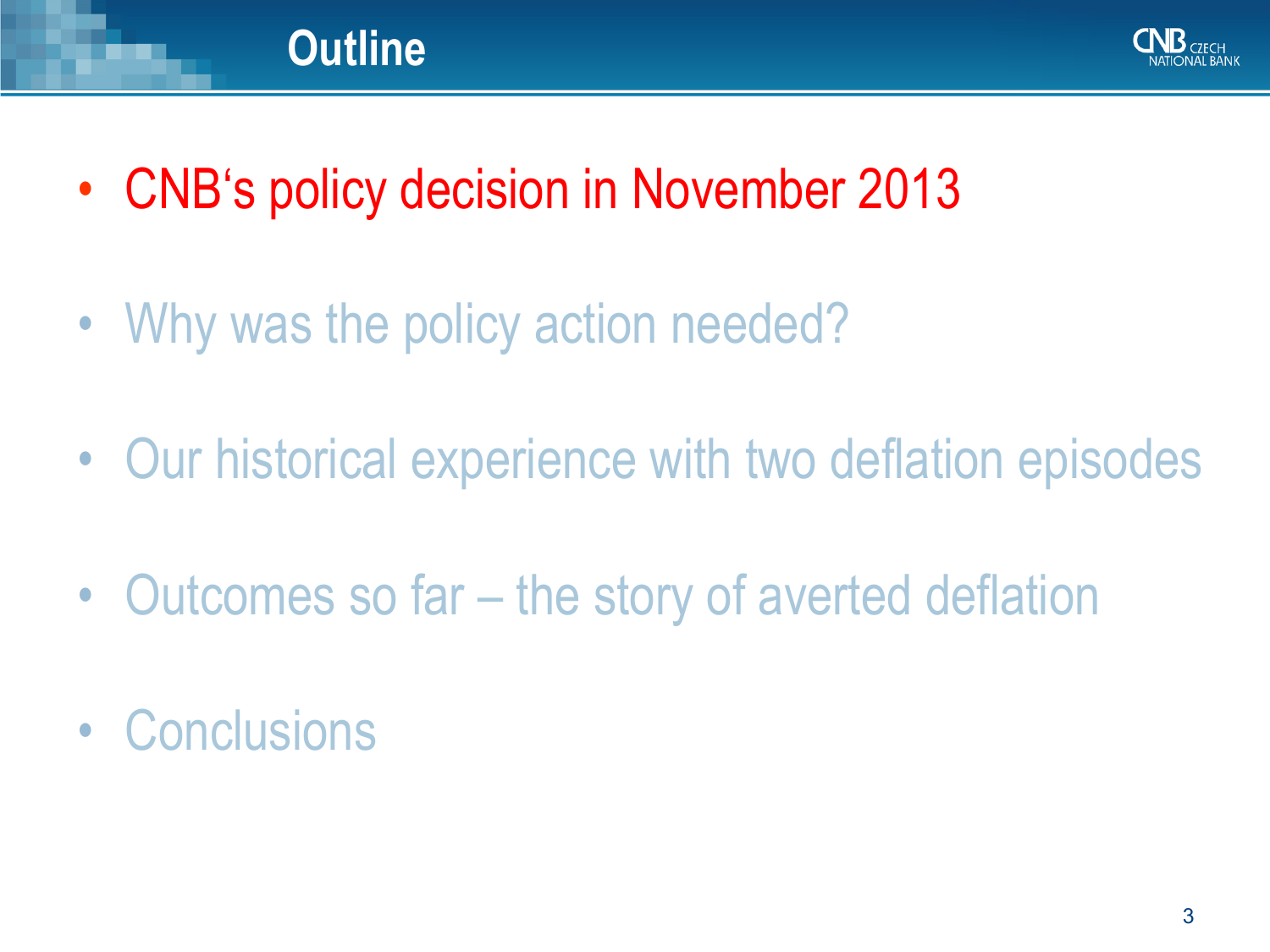# Outline

- CNB's policy decision in November 2013
- Why was the policy action needed?
- Our historical experience with two deflation episodes
- Outcomes so far – the story of averted deflation
- Conclusions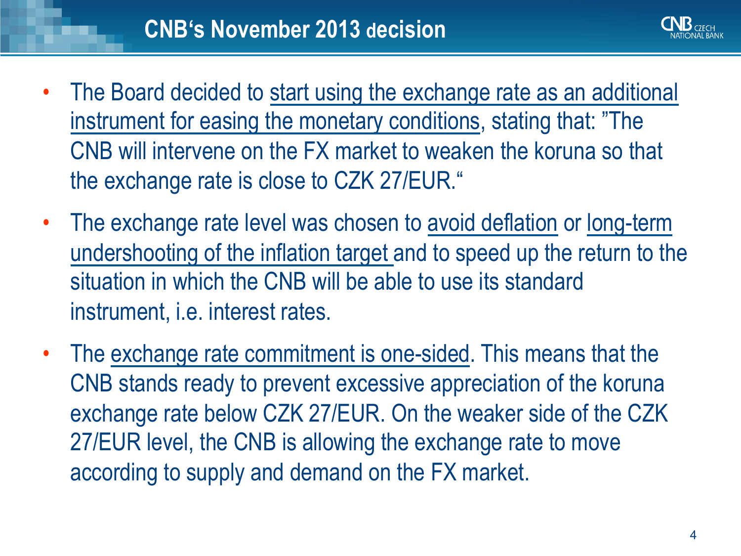# CNB's November 2013 decision

- The Board decided to start using the exchange rate as an additional instrument for easing the monetary conditions, stating that: "The CNB will intervene on the FX market to weaken the koruna so that the exchange rate is close to CZK 27/EUR."
- The exchange rate level was chosen to avoid deflation or long-term undershooting of the inflation target and to speed up the return to the situation in which the CNB will be able to use its standard instrument, i.e. interest rates.
- The exchange rate commitment is one-sided. This means that the CNB stands ready to prevent excessive appreciation of the koruna exchange rate below CZK 27/EUR. On the weaker side of the CZK 27/EUR level, the CNB is allowing the exchange rate to move according to supply and demand on the FX market.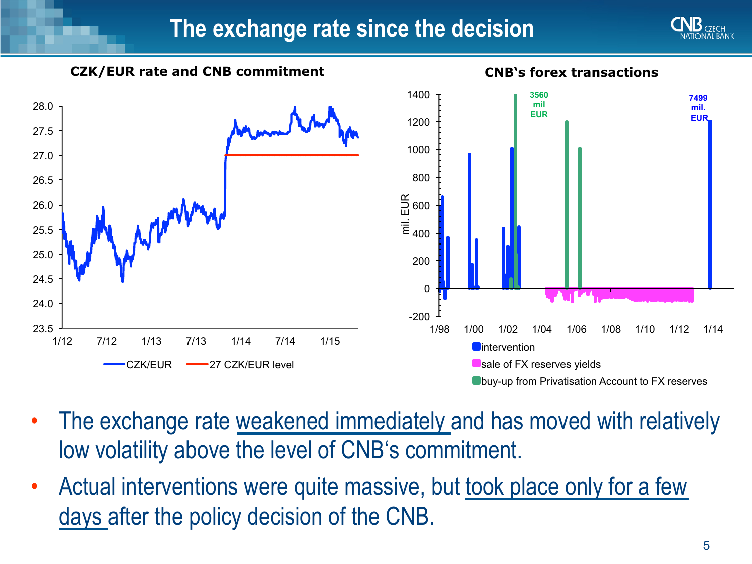# The exchange rate since the decision

**CZK/EUR rate and CNB commitment**

**CNB's forex transactions**

- The exchange rate weakened immediately and has moved with relatively low volatility above the level of CNB's commitment.
- Actual interventions were quite massive, but took place only for a few days after the policy decision of the CNB.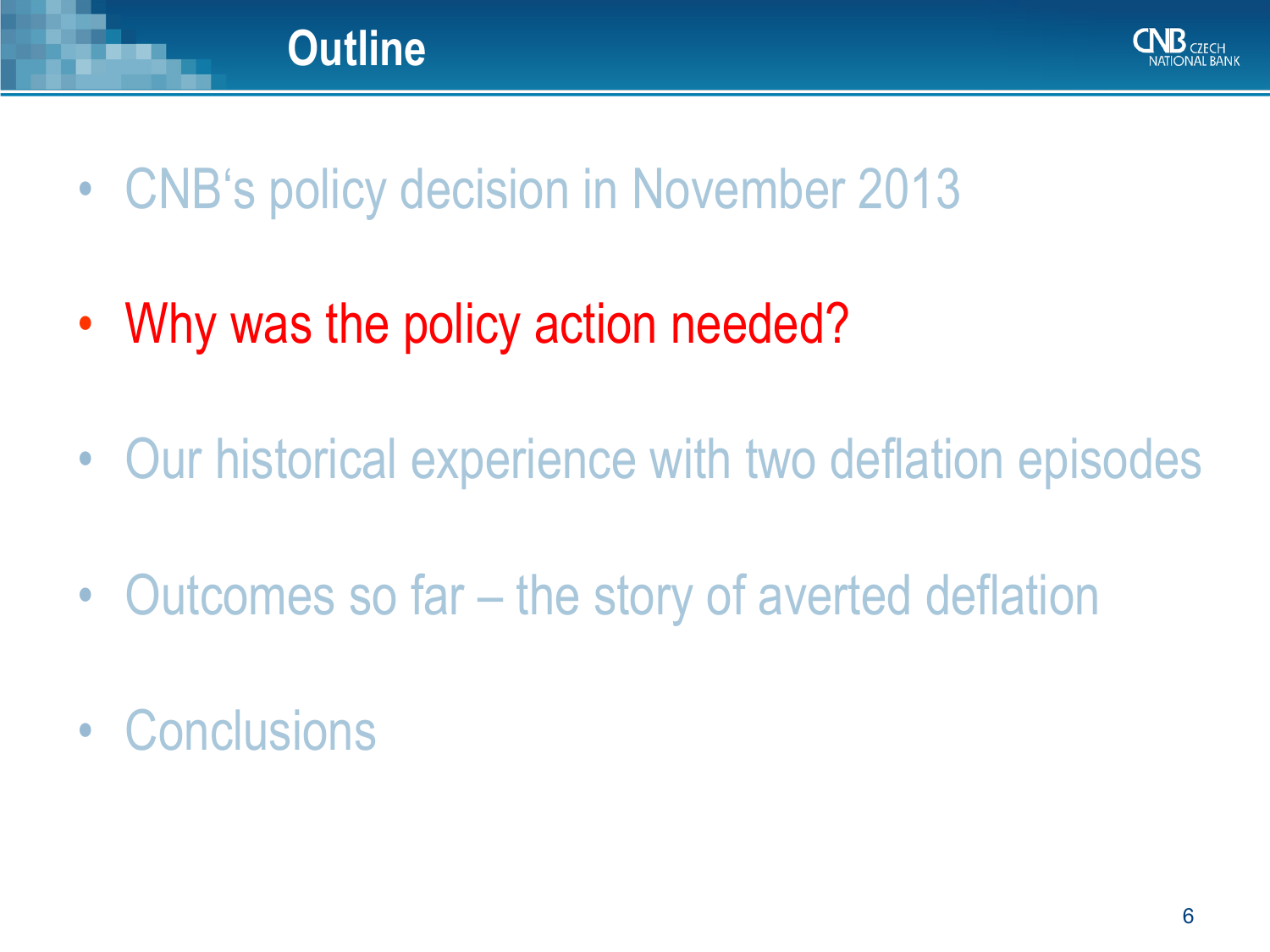# Outline

- CNB's policy decision in November 2013
- **Why was the policy action needed?**
- Our historical experience with two deflation episodes
- Outcomes so far – the story of averted deflation
- Conclusions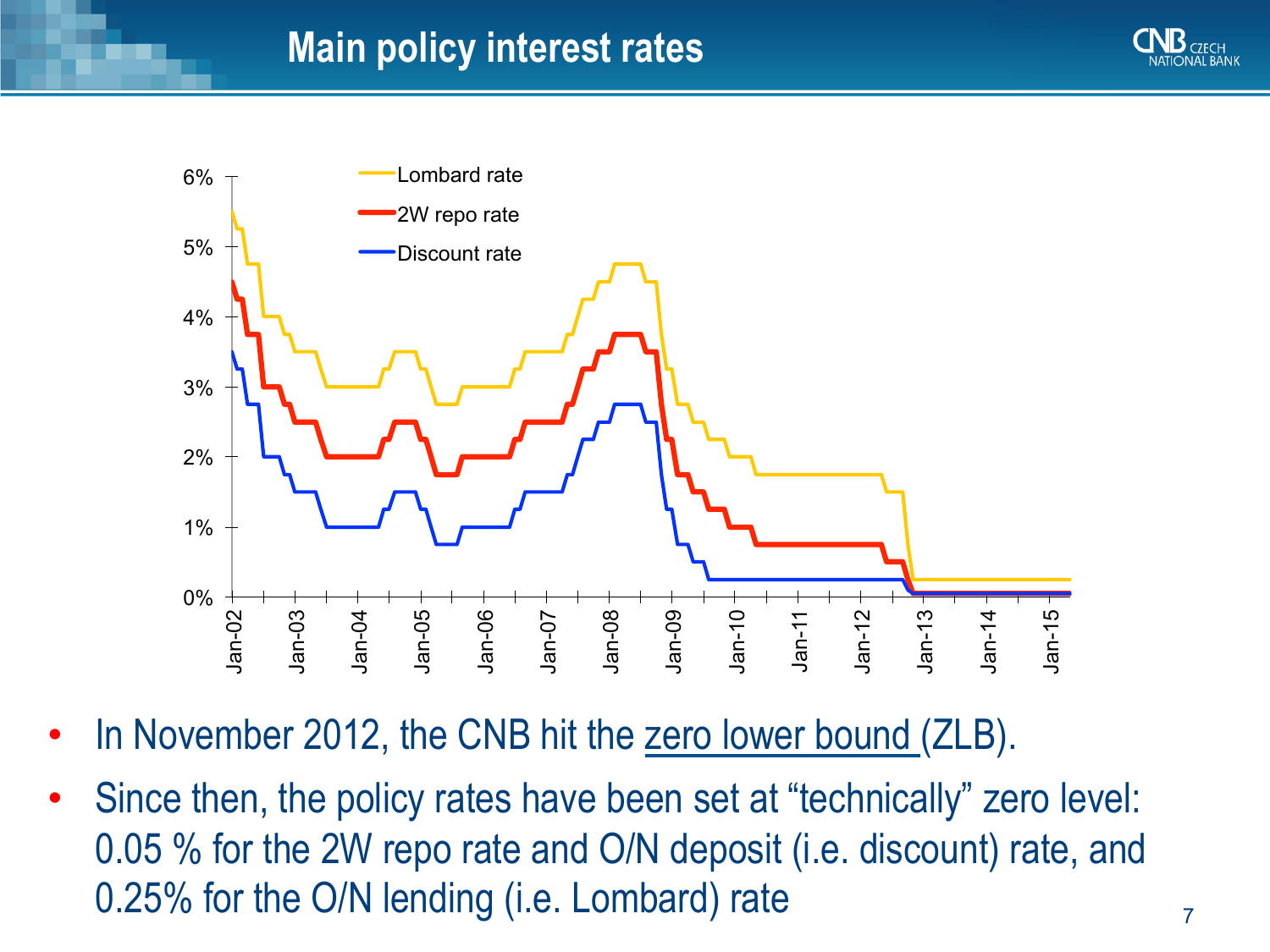# Main policy interest rates

- In November 2012, the CNB hit the zero lower bound (ZLB).
- Since then, the policy rates have been set at “technically” zero level: 0.05 % for the 2W repo rate and O/N deposit (i.e. discount) rate, and 0.25% for the O/N lending (i.e. Lombard) rate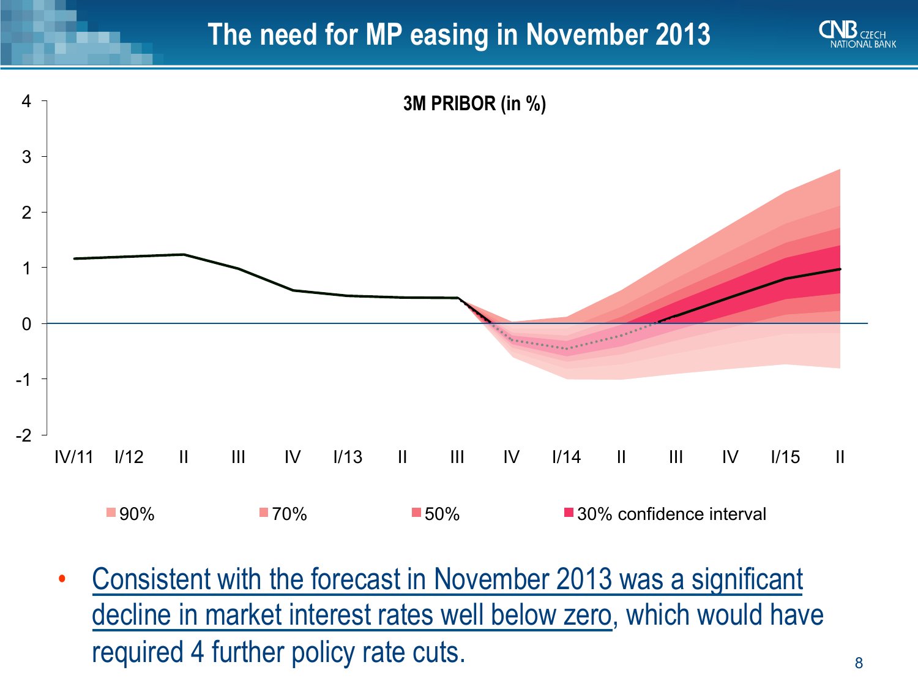# The need for MP easing in November 2013

**3M PRIBOR (in %)**

90% | 70% | 50% | 30% confidence interval

- Consistent with the forecast in November 2013 was a significant decline in market interest rates well below zero, which would have required 4 further policy rate cuts.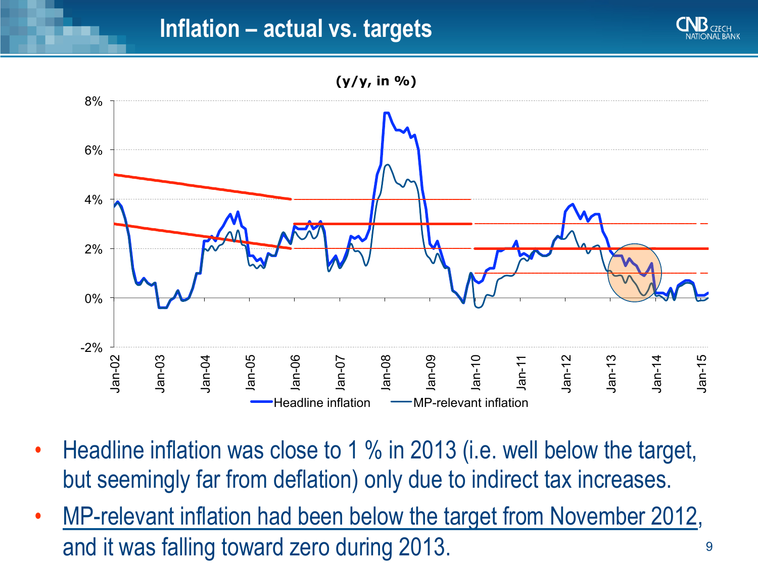# Inflation – actual vs. targets

(y/y, in %)

Headline inflation — MP-relevant inflation

- Headline inflation was close to 1 % in 2013 (i.e. well below the target, but seemingly far from deflation) only due to indirect tax increases.
- MP-relevant inflation had been below the target from November 2012, and it was falling toward zero during 2013.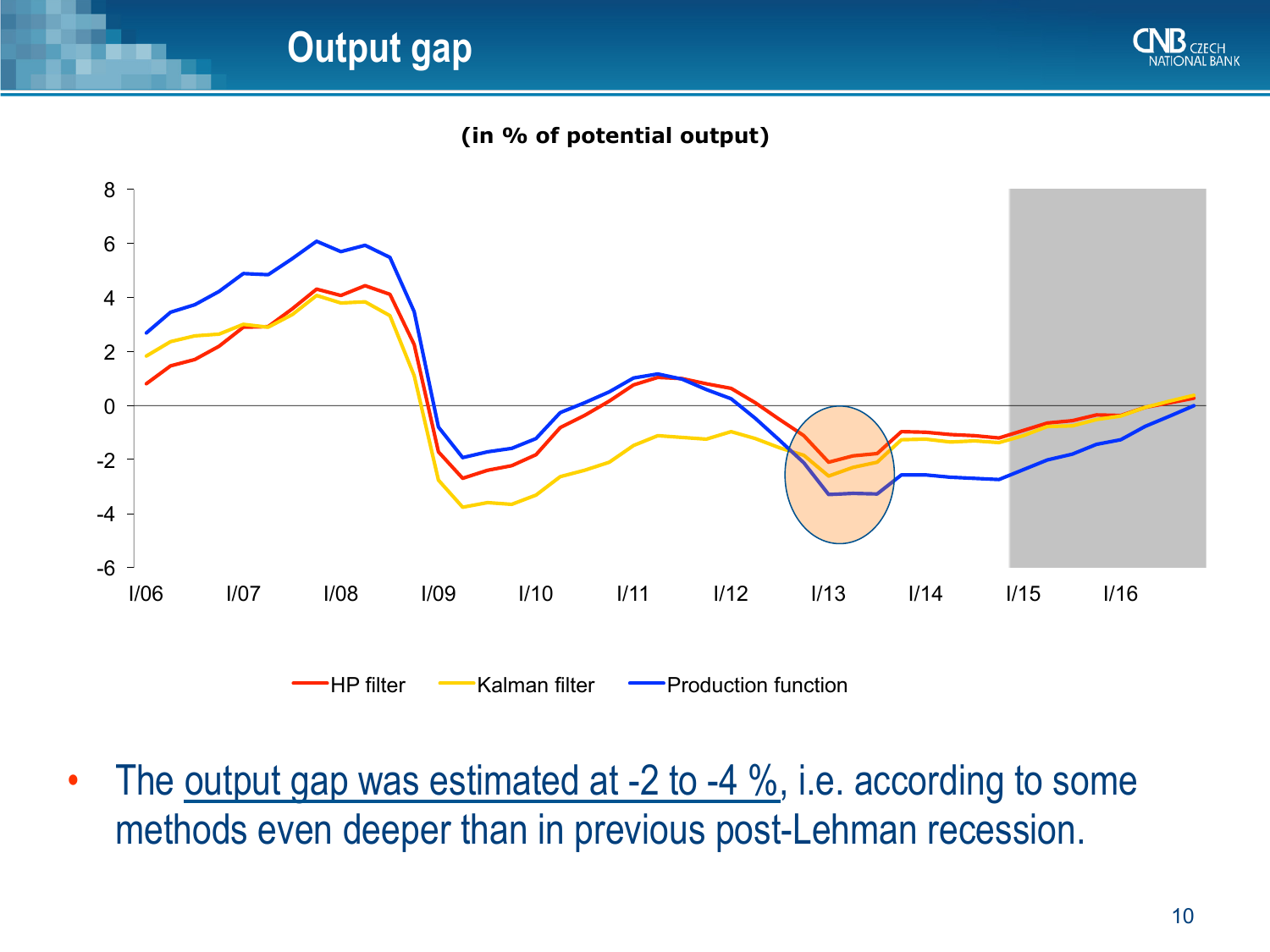# Output gap

(in % of potential output)

HP filter, Kalman filter, Production function

- The output gap was estimated at -2 to -4 %, i.e. according to some methods even deeper than in previous post-Lehman recession.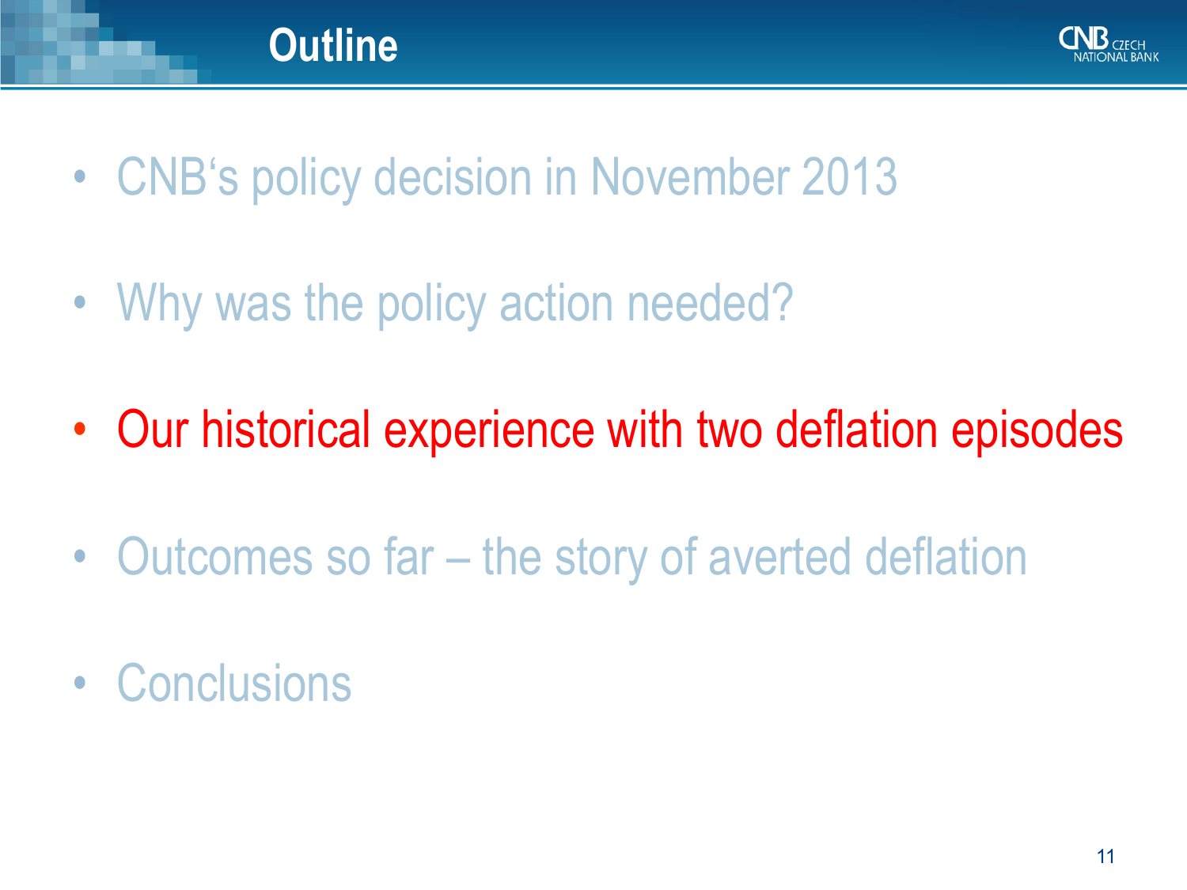# Outline

- CNB's policy decision in November 2013
- Why was the policy action needed?
- Our historical experience with two deflation episodes
- Outcomes so far – the story of averted deflation
- Conclusions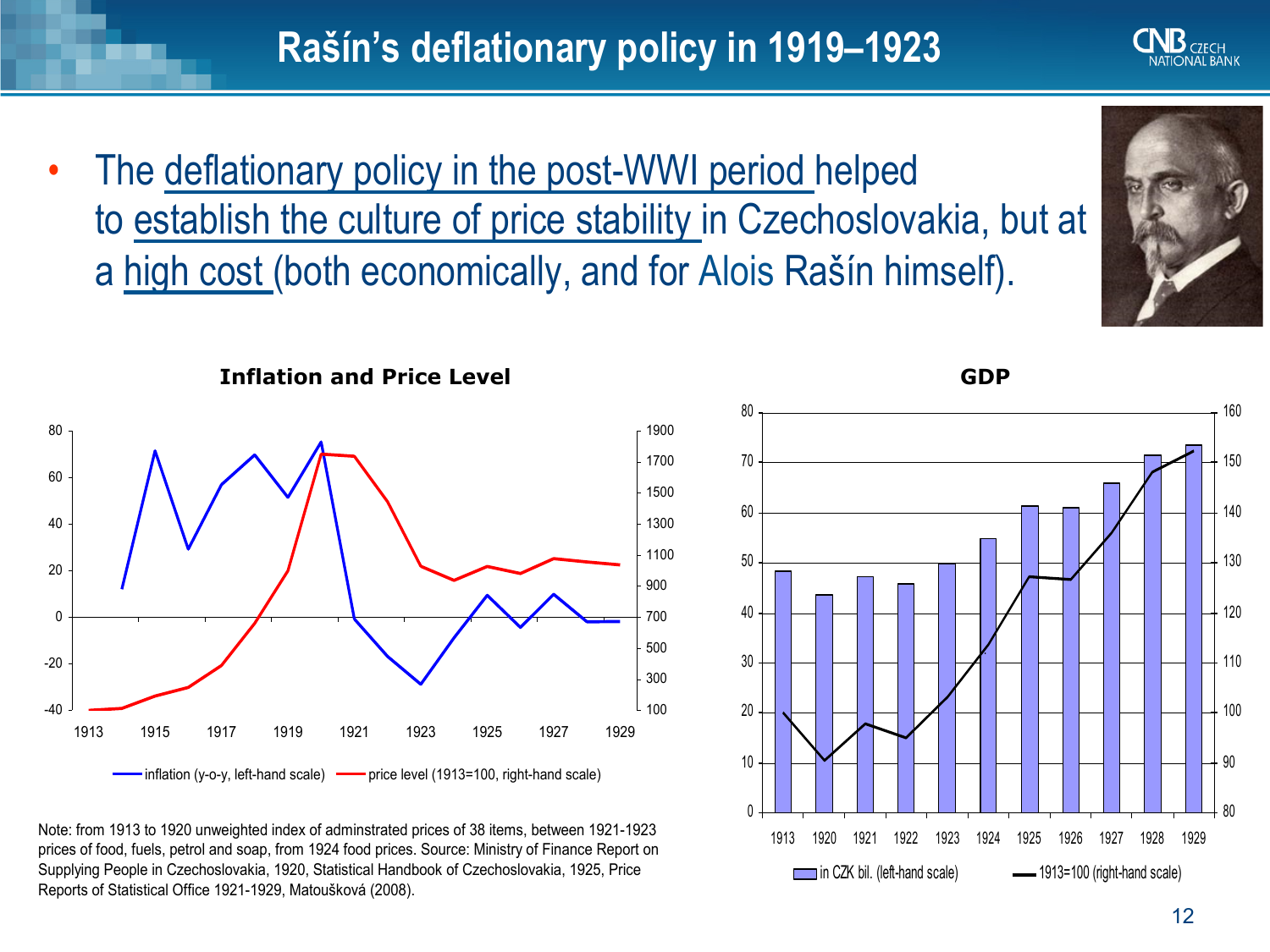# Rašín's deflationary policy in 1919–1923

- The deflationary policy in the post-WWI period helped to establish the culture of price stability in Czechoslovakia, but at a high cost (both economically, and for Alois Rašín himself).

**Inflation and Price Level**

inflation (y-o-y, left-hand scale) — price level (1913=100, right-hand scale)

Note: from 1913 to 1920 unweighted index of adminstrated prices of 38 items, between 1921-1923 prices of food, fuels, petrol and soap, from 1924 food prices. Source: Ministry of Finance Report on Supplying People in Czechoslovakia, 1920, Statistical Handbook of Czechoslovakia, 1925, Price Reports of Statistical Office 1921-1929, Matoušková (2008).

**GDP**

in CZK bil. (left-hand scale) — 1913=100 (right-hand scale)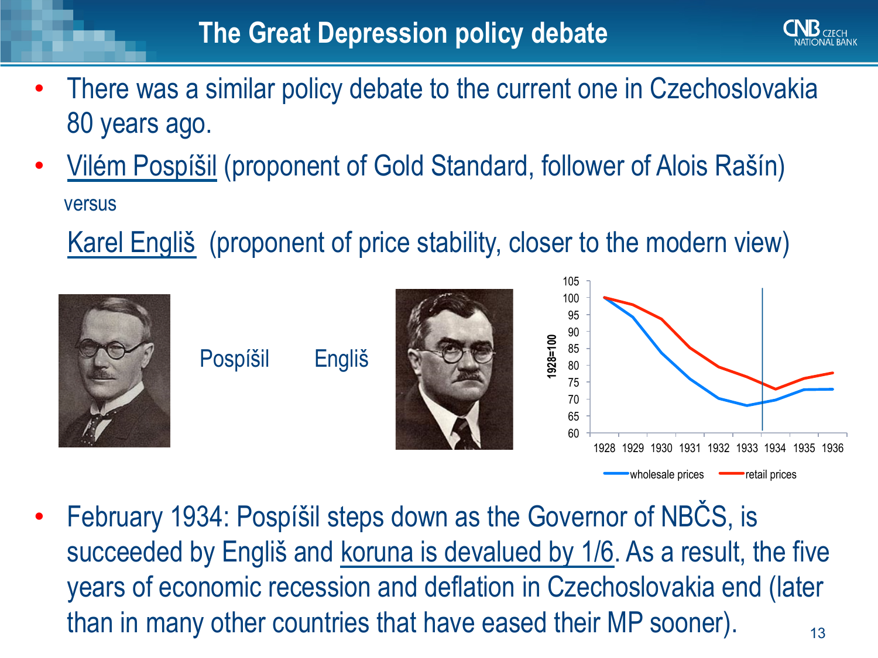# The Great Depression policy debate

- There was a similar policy debate to the current one in Czechoslovakia 80 years ago.
- Vilém Pospíšil (proponent of Gold Standard, follower of Alois Rašín)

  versus

  Karel Engliš (proponent of price stability, closer to the modern view)

Pospíšil

Engliš

- February 1934: Pospíšil steps down as the Governor of NBČS, is succeeded by Engliš and koruna is devalued by 1/6. As a result, the five years of economic recession and deflation in Czechoslovakia end (later than in many other countries that have eased their MP sooner).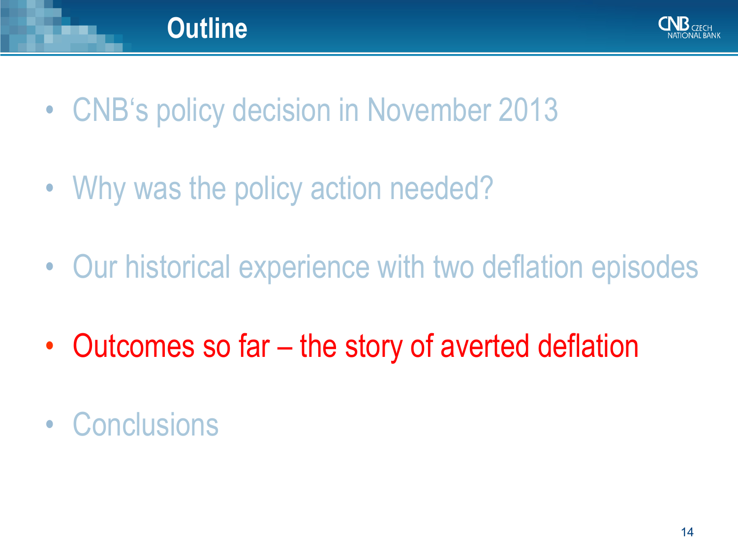# Outline

- CNB's policy decision in November 2013
- Why was the policy action needed?
- Our historical experience with two deflation episodes
- Outcomes so far – the story of averted deflation
- Conclusions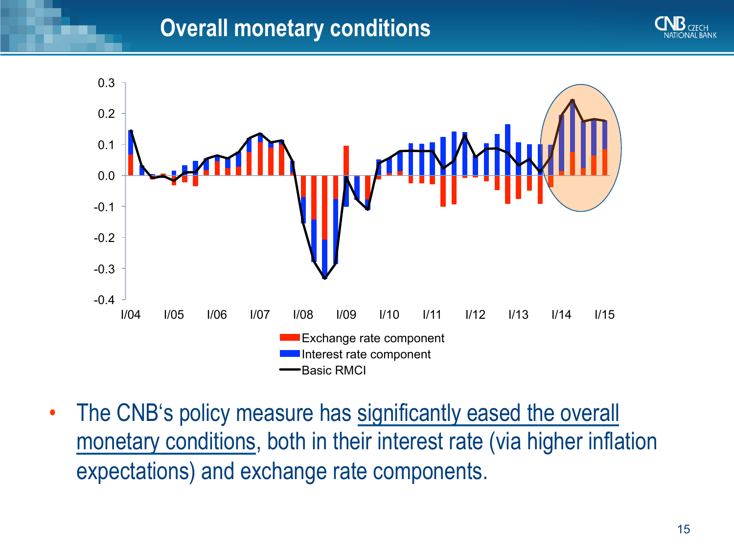# Overall monetary conditions

- The CNB's policy measure has significantly eased the overall monetary conditions, both in their interest rate (via higher inflation expectations) and exchange rate components.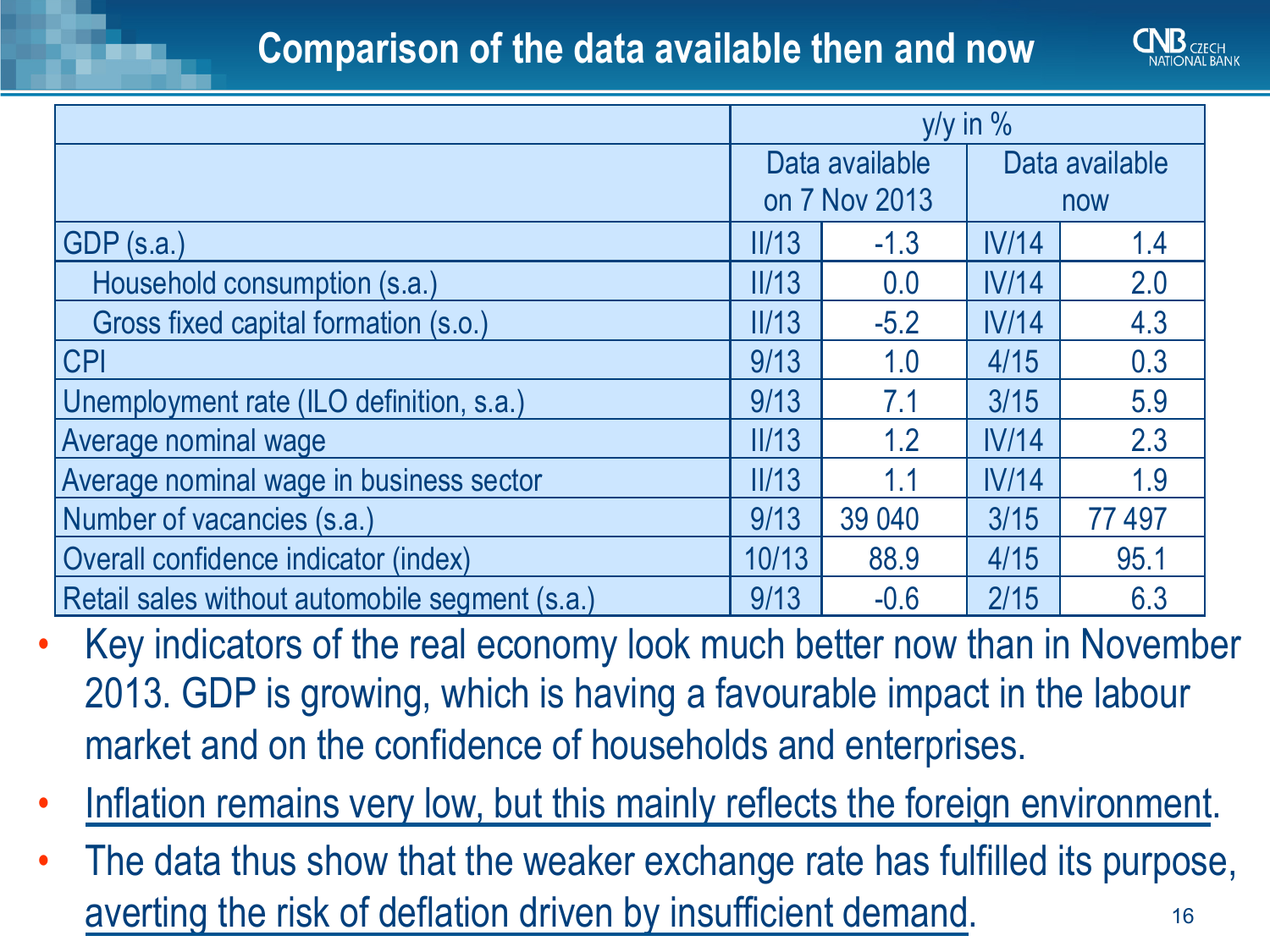# Comparison of the data available then and now

| | y/y in % | | | |
|---|---|---|---|---|
| | Data available on 7 Nov 2013 | | Data available now | |
| GDP (s.a.) | II/13 | -1.3 | IV/14 | 1.4 |
| Household consumption (s.a.) | II/13 | 0.0 | IV/14 | 2.0 |
| Gross fixed capital formation (s.o.) | II/13 | -5.2 | IV/14 | 4.3 |
| CPI | 9/13 | 1.0 | 4/15 | 0.3 |
| Unemployment rate (ILO definition, s.a.) | 9/13 | 7.1 | 3/15 | 5.9 |
| Average nominal wage | II/13 | 1.2 | IV/14 | 2.3 |
| Average nominal wage in business sector | II/13 | 1.1 | IV/14 | 1.9 |
| Number of vacancies (s.a.) | 9/13 | 39 040 | 3/15 | 77 497 |
| Overall confidence indicator (index) | 10/13 | 88.9 | 4/15 | 95.1 |
| Retail sales without automobile segment (s.a.) | 9/13 | -0.6 | 2/15 | 6.3 |

- Key indicators of the real economy look much better now than in November 2013. GDP is growing, which is having a favourable impact in the labour market and on the confidence of households and enterprises.
- Inflation remains very low, but this mainly reflects the foreign environment.
- The data thus show that the weaker exchange rate has fulfilled its purpose, averting the risk of deflation driven by insufficient demand.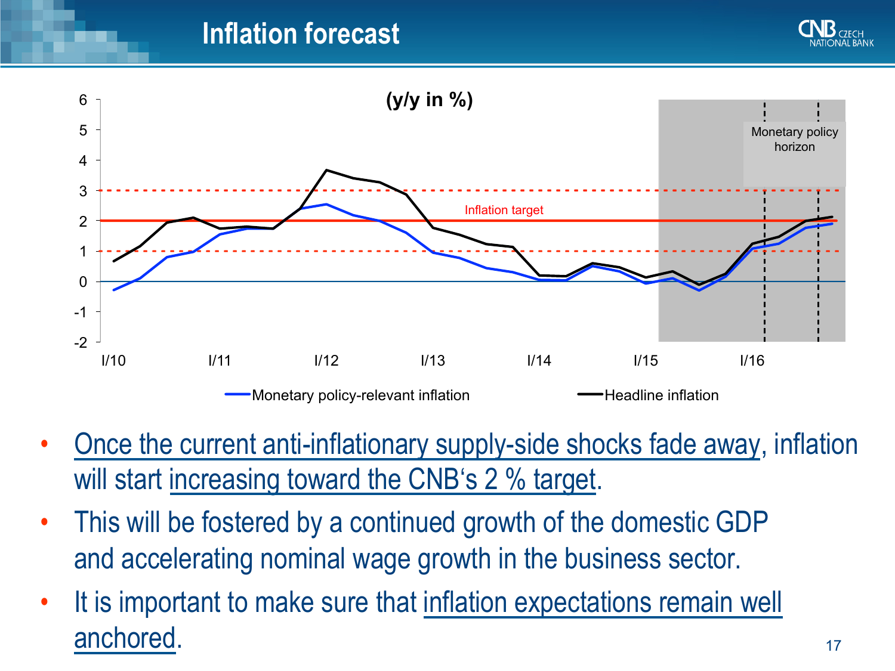# Inflation forecast

(y/y in %)

- Once the current anti-inflationary supply-side shocks fade away, inflation will start increasing toward the CNB's 2 % target.
- This will be fostered by a continued growth of the domestic GDP and accelerating nominal wage growth in the business sector.
- It is important to make sure that inflation expectations remain well anchored.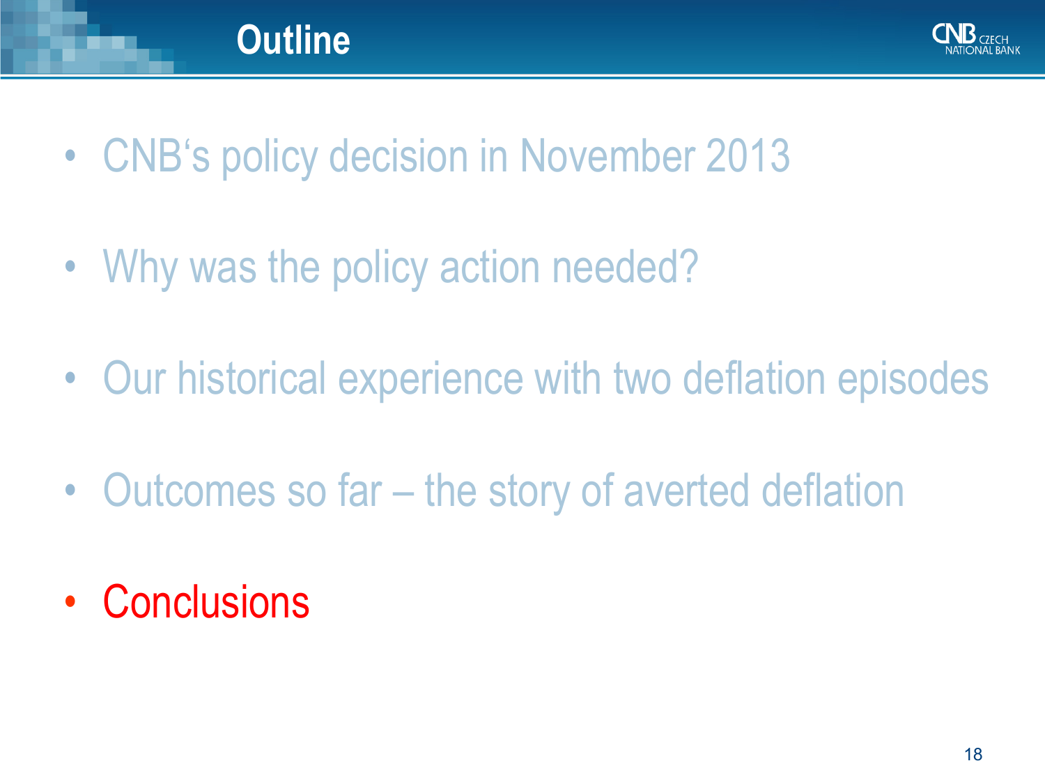# Outline

- CNB's policy decision in November 2013
- Why was the policy action needed?
- Our historical experience with two deflation episodes
- Outcomes so far – the story of averted deflation
- Conclusions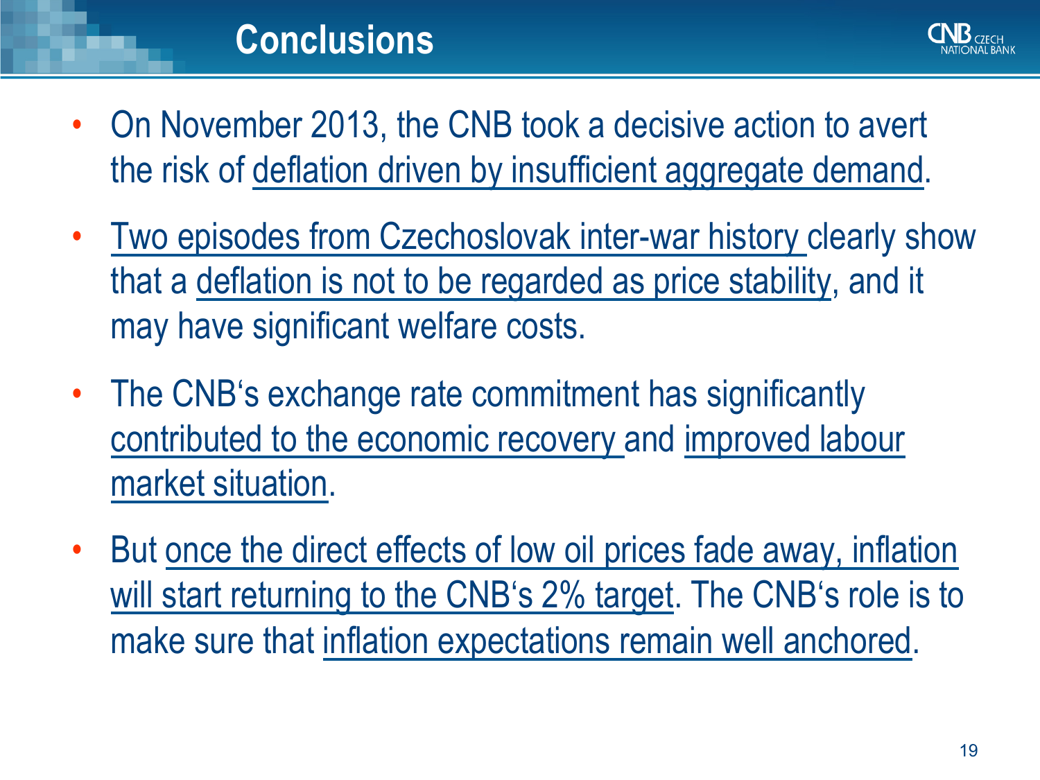# Conclusions

- On November 2013, the CNB took a decisive action to avert the risk of deflation driven by insufficient aggregate demand.
- Two episodes from Czechoslovak inter-war history clearly show that a deflation is not to be regarded as price stability, and it may have significant welfare costs.
- The CNB's exchange rate commitment has significantly contributed to the economic recovery and improved labour market situation.
- But once the direct effects of low oil prices fade away, inflation will start returning to the CNB's 2% target. The CNB's role is to make sure that inflation expectations remain well anchored.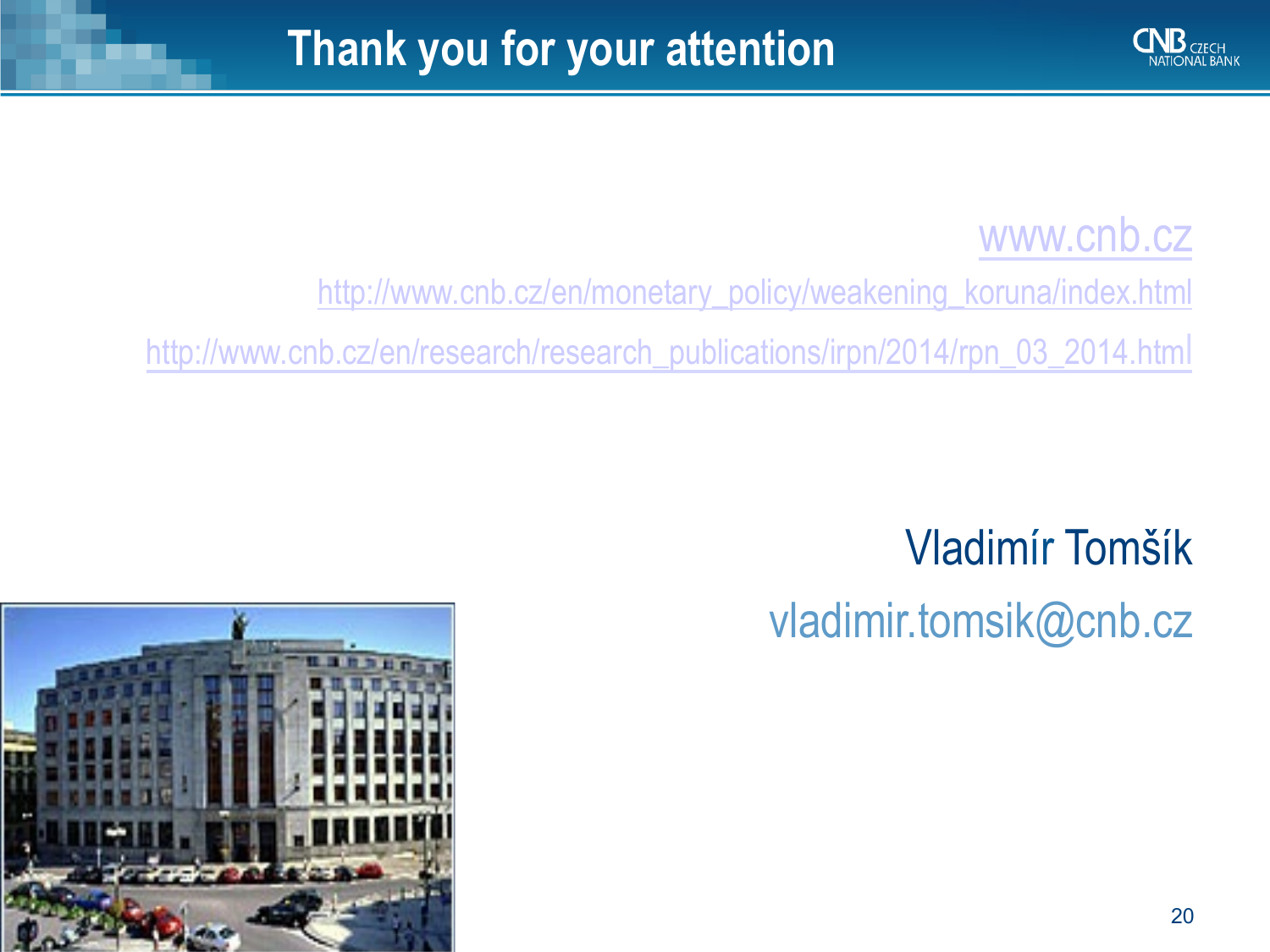# Thank you for your attention

www.cnb.cz

http://www.cnb.cz/en/monetary_policy/weakening_koruna/index.html

http://www.cnb.cz/en/research/research_publications/irpn/2014/rpn_03_2014.html

Vladimír Tomšík

vladimir.tomsik@cnb.cz